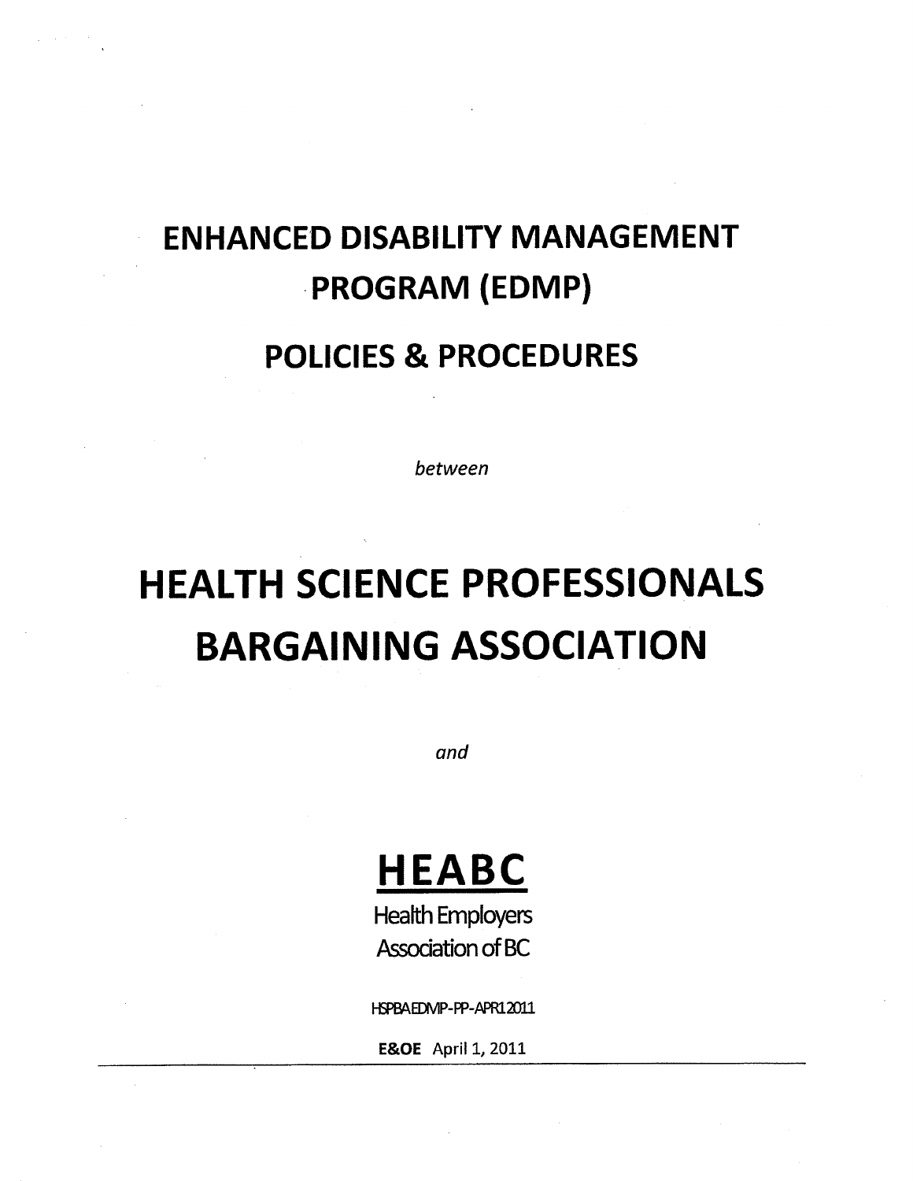# ENHANCED DISABILITY MANAGEMENT PROGRAM (EDMP)

## POLICIES & PROCEDURES

*between*

# HEALTH SCIENCE PROFESSIONALS BARGAINING ASSOCIATION

*and*

# HEABC

Health Employers Association of BC

HSPBAEDMP-PP-APR12011

**E&OE** April 1, 2011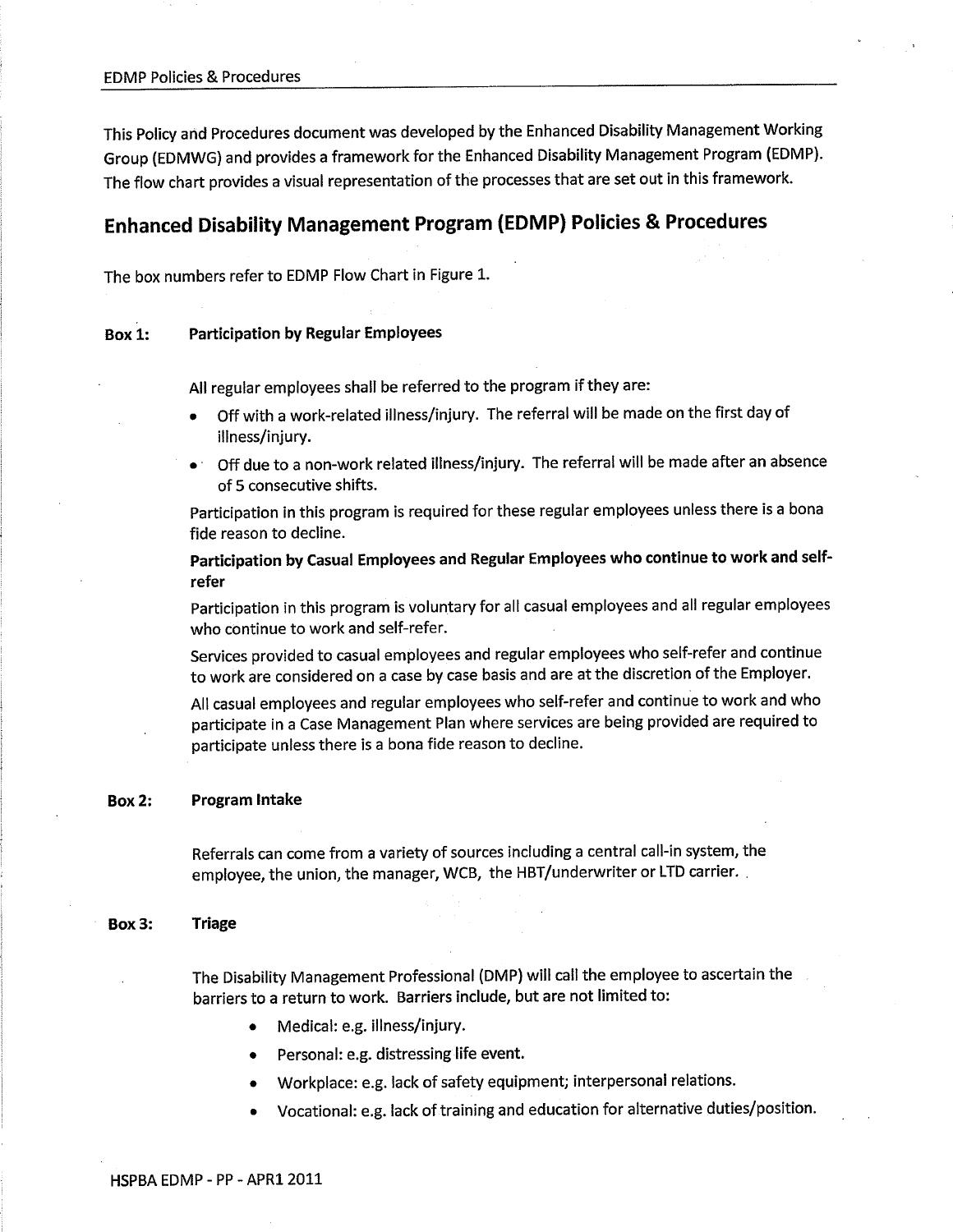This Policy and Procedures document was developed by the Enhanced Disability Management Working Group (EDMWG) and provides a framework for the Enhanced Disability Management Program (EDMP). The flow chart provides a visual representation of the processes that are set out in this framework.

## Enhanced Disability Management Program (EDMP) Policies & Procedures

The box numbers refer to EDMP Flow Chart in Figure 1.

### Box 1: Participation by Regular Employees

All regular employees shall be referred to the program if they are:

- Off with a work-related illness/injury. The referral will be made on the first day of illness/injury.
- Off due to a non-work related illness/injury. The referral will be made after an absence of 5 consecutive shifts.

Participation in this program is required for these regular employees unless there is a bona fide reason to decline.

**Participation by Casual Employees and Regular Employees who continue to work and self-refer**

Participation in this program is voluntary for all casual employees and all regular employees who continue to work and self-refer.

Services provided to casual employees and regular employees who self-refer and continue to work are considered on a case by case basis and are at the discretion of the Employer.

All casual employees and regular employees who self-refer and continue to work and who participate in a Case Management Plan where services are being provided are required to participate unless there is a bona fide reason to decline.

### Box 2: Program Intake

Referrals can come from a variety of sources including a central call-in system, the employee, the union, the manager, WCB, the HBT/underwriter or LTD carrier.

### Box 3: Triage

The Disability Management Professional (DMP) will call the employee to ascertain the barriers to a return to work. Barriers include, but are not limited to:

- Medical: e.g. illness/injury.
- Personal: e.g. distressing life event.
- Workplace: e.g. lack of safety equipment; interpersonal relations.
- Vocational: e.g. lack of training and education for alternative duties/position.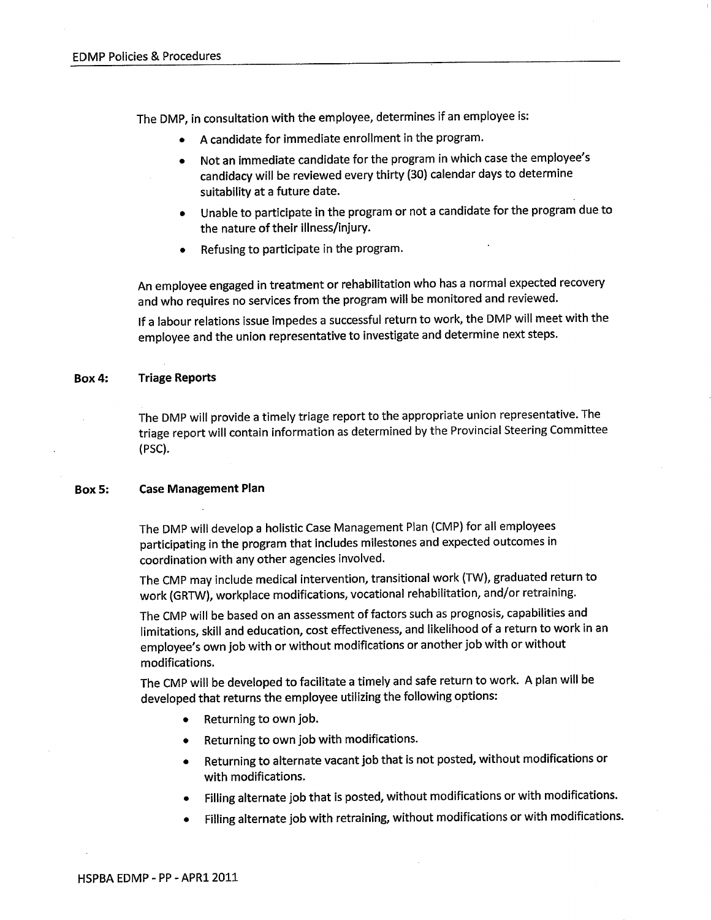The DMP, in consultation with the employee, determines if an employee is:

- A candidate for immediate enrollment in the program.
- Not an immediate candidate for the program in which case the employee's candidacy will be reviewed every thirty (30) calendar days to determine suitability at a future date.
- Unable to participate in the program or not a candidate for the program due to the nature of their illness/injury.
- Refusing to participate in the program.

An employee engaged in treatment or rehabilitation who has a normal expected recovery and who requires no services from the program will be monitored and reviewed.

If a labour relations issue impedes a successful return to work, the DMP will meet with the employee and the union representative to investigate and determine next steps.

### Box 4: Triage Reports

The DMP will provide a timely triage report to the appropriate union representative. The triage report will contain information as determined by the Provincial Steering Committee (PSC).

### Box 5: Case Management Plan

The DMP will develop a holistic Case Management Plan (CMP) for all employees participating in the program that includes milestones and expected outcomes in coordination with any other agencies involved.

The CMP may include medical intervention, transitional work (TW), graduated return to work (GRTW), workplace modifications, vocational rehabilitation, and/or retraining.

The CMP will be based on an assessment of factors such as prognosis, capabilities and limitations, skill and education, cost effectiveness, and likelihood of a return to work in an employee's own job with or without modifications or another job with or without modifications.

The CMP will be developed to facilitate a timely and safe return to work. A plan will be developed that returns the employee utilizing the following options:

- Returning to own job.
- Returning to own job with modifications.
- Returning to alternate vacant job that is not posted, without modifications or with modifications.
- Filling alternate job that is posted, without modifications or with modifications.
- Filling alternate job with retraining, without modifications or with modifications.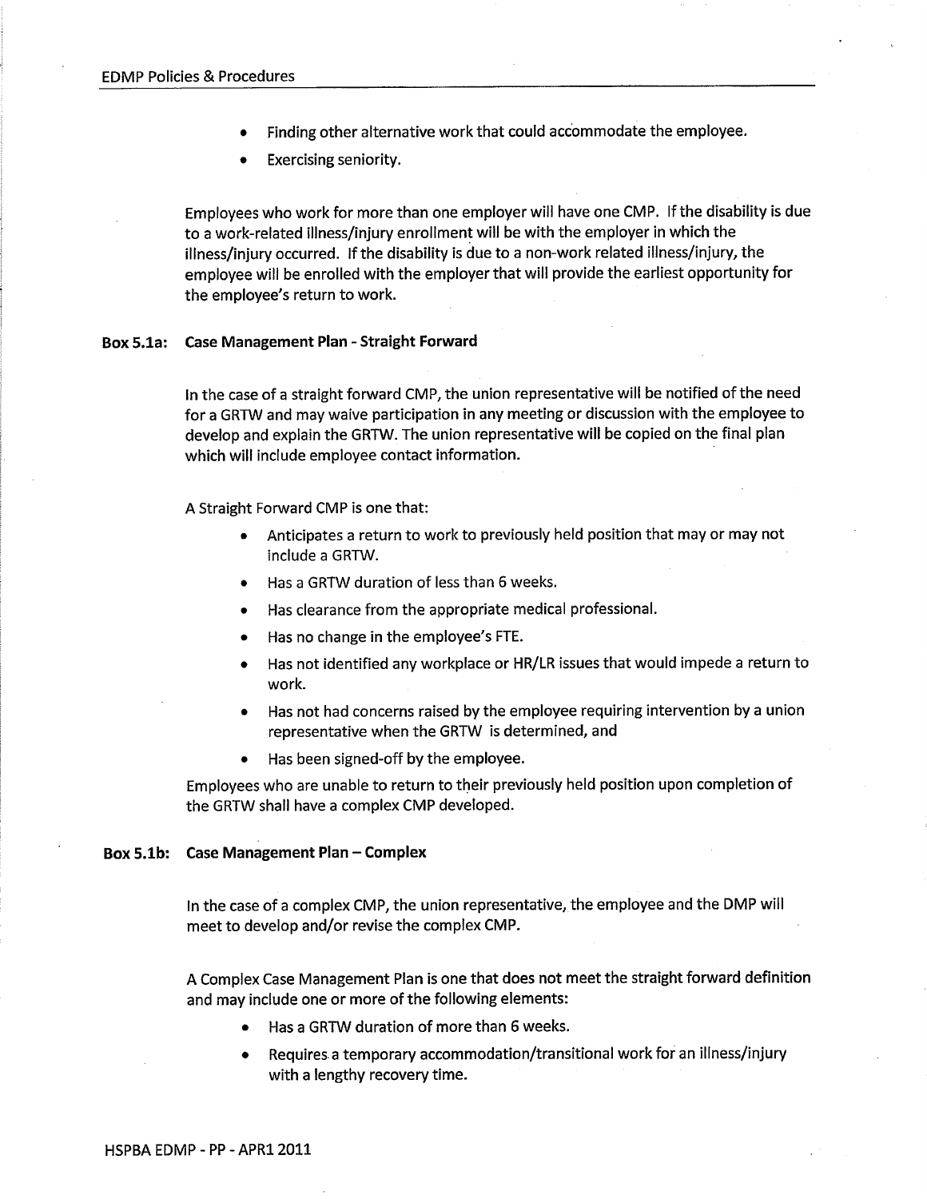- Finding other alternative work that could accommodate the employee.
- Exercising seniority.

Employees who work for more than one employer will have one CMP. If the disability is due to a work-related illness/injury enrollment will be with the employer in which the illness/injury occurred. If the disability is due to a non-work related illness/injury, the employee will be enrolled with the employer that will provide the earliest opportunity for the employee's return to work.

### Box 5.1a: Case Management Plan - Straight Forward

In the case of a straight forward CMP, the union representative will be notified of the need for a GRTW and may waive participation in any meeting or discussion with the employee to develop and explain the GRTW. The union representative will be copied on the final plan which will include employee contact information.

A Straight Forward CMP is one that:

- Anticipates a return to work to previously held position that may or may not include a GRTW.
- Has a GRTW duration of less than 6 weeks.
- Has clearance from the appropriate medical professional.
- Has no change in the employee's FTE.
- Has not identified any workplace or HR/LR issues that would impede a return to work.
- Has not had concerns raised by the employee requiring intervention by a union representative when the GRTW is determined, and
- Has been signed-off by the employee.

Employees who are unable to return to their previously held position upon completion of the GRTW shall have a complex CMP developed.

### Box 5.1b: Case Management Plan – Complex

In the case of a complex CMP, the union representative, the employee and the DMP will meet to develop and/or revise the complex CMP.

A Complex Case Management Plan is one that does not meet the straight forward definition and may include one or more of the following elements:

- Has a GRTW duration of more than 6 weeks.
- Requires a temporary accommodation/transitional work for an illness/injury with a lengthy recovery time.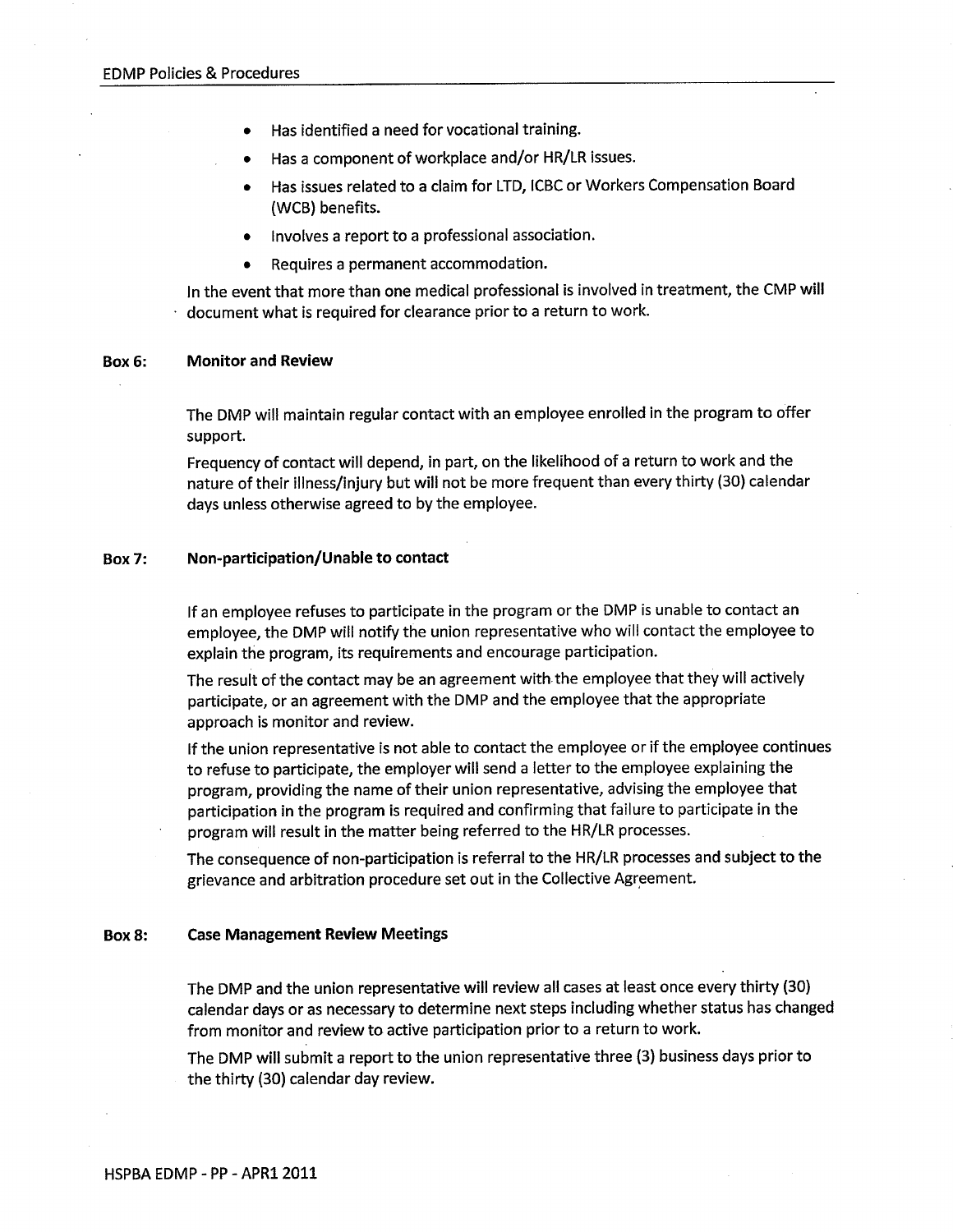- Has identified a need for vocational training.
- Has a component of workplace and/or HR/LR issues.
- Has issues related to a claim for LTD, ICBC or Workers Compensation Board (WCB) benefits.
- Involves a report to a professional association.
- Requires a permanent accommodation.

In the event that more than one medical professional is involved in treatment, the CMP will document what is required for clearance prior to a return to work.

### Box 6: Monitor and Review

The DMP will maintain regular contact with an employee enrolled in the program to offer support.

Frequency of contact will depend, in part, on the likelihood of a return to work and the nature of their illness/injury but will not be more frequent than every thirty (30) calendar days unless otherwise agreed to by the employee.

### Box 7: Non-participation/Unable to contact

If an employee refuses to participate in the program or the DMP is unable to contact an employee, the DMP will notify the union representative who will contact the employee to explain the program, its requirements and encourage participation.

The result of the contact may be an agreement with the employee that they will actively participate, or an agreement with the DMP and the employee that the appropriate approach is monitor and review.

If the union representative is not able to contact the employee or if the employee continues to refuse to participate, the employer will send a letter to the employee explaining the program, providing the name of their union representative, advising the employee that participation in the program is required and confirming that failure to participate in the program will result in the matter being referred to the HR/LR processes.

The consequence of non-participation is referral to the HR/LR processes and subject to the grievance and arbitration procedure set out in the Collective Agreement.

### Box 8: Case Management Review Meetings

The DMP and the union representative will review all cases at least once every thirty (30) calendar days or as necessary to determine next steps including whether status has changed from monitor and review to active participation prior to a return to work.

The DMP will submit a report to the union representative three (3) business days prior to the thirty (30) calendar day review.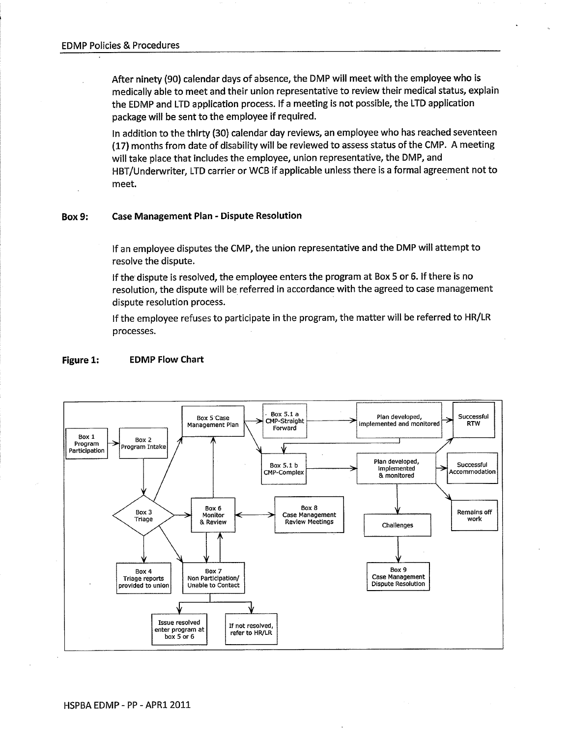After ninety (90) calendar days of absence, the DMP will meet with the employee who is medically able to meet and their union representative to review their medical status, explain the EDMP and LTD application process. If a meeting is not possible, the LTD application package will be sent to the employee if required.

In addition to the thirty (30) calendar day reviews, an employee who has reached seventeen (17) months from date of disability will be reviewed to assess status of the CMP. A meeting will take place that includes the employee, union representative, the DMP, and HBT/Underwriter, LTD carrier or WCB if applicable unless there is a formal agreement not to meet.

**Box 9: Case Management Plan - Dispute Resolution**

If an employee disputes the CMP, the union representative and the DMP will attempt to resolve the dispute.

If the dispute is resolved, the employee enters the program at Box 5 or 6. If there is no resolution, the dispute will be referred in accordance with the agreed to case management dispute resolution process.

If the employee refuses to participate in the program, the matter will be referred to HR/LR processes.

**Figure 1: EDMP Flow Chart**

Box 1 Program Participation

Box 2 Program Intake

Box 3 Triage

Box 4 Triage reports provided to union

Box 5 Case Management Plan

Box 5.1 a CMP-Straight Forward

Box 5.1 b CMP-Complex

Plan developed, implemented and monitored

Plan developed, implemented & monitored

Successful RTW

Successful Accommodation

Remains off work

Challenges

Box 6 Monitor & Review

Box 7 Non Participation/ Unable to Contact

Box 8 Case Management Review Meetings

Box 9 Case Management Dispute Resolution

Issue resolved enter program at box 5 or 6

If not resolved, refer to HR/LR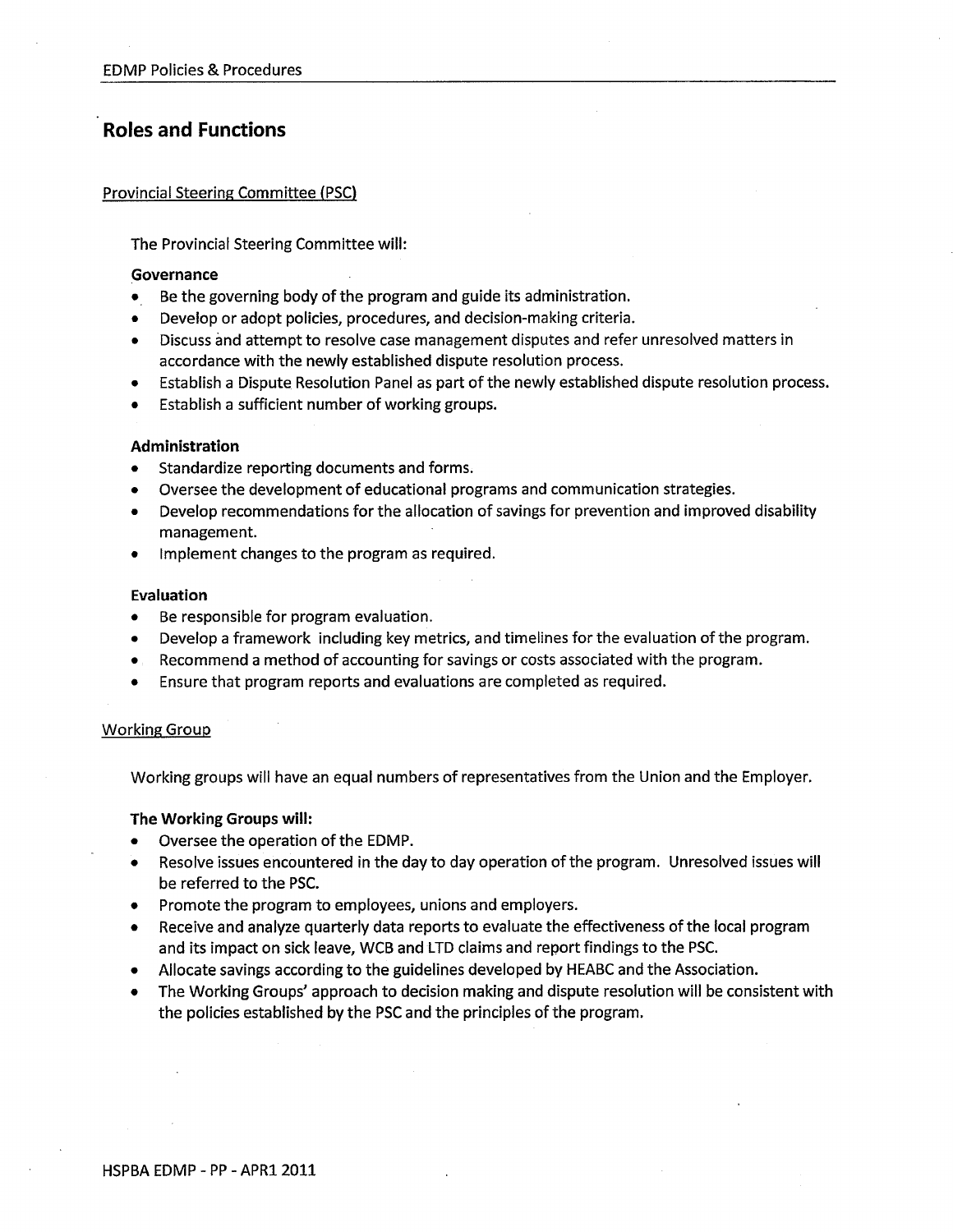## Roles and Functions

### Provincial Steering Committee (PSC)

The Provincial Steering Committee will:

**Governance**

- Be the governing body of the program and guide its administration.
- Develop or adopt policies, procedures, and decision-making criteria.
- Discuss and attempt to resolve case management disputes and refer unresolved matters in accordance with the newly established dispute resolution process.
- Establish a Dispute Resolution Panel as part of the newly established dispute resolution process.
- Establish a sufficient number of working groups.

**Administration**

- Standardize reporting documents and forms.
- Oversee the development of educational programs and communication strategies.
- Develop recommendations for the allocation of savings for prevention and improved disability management.
- Implement changes to the program as required.

**Evaluation**

- Be responsible for program evaluation.
- Develop a framework including key metrics, and timelines for the evaluation of the program.
- Recommend a method of accounting for savings or costs associated with the program.
- Ensure that program reports and evaluations are completed as required.

### Working Group

Working groups will have an equal numbers of representatives from the Union and the Employer.

**The Working Groups will:**

- Oversee the operation of the EDMP.
- Resolve issues encountered in the day to day operation of the program. Unresolved issues will be referred to the PSC.
- Promote the program to employees, unions and employers.
- Receive and analyze quarterly data reports to evaluate the effectiveness of the local program and its impact on sick leave, WCB and LTD claims and report findings to the PSC.
- Allocate savings according to the guidelines developed by HEABC and the Association.
- The Working Groups' approach to decision making and dispute resolution will be consistent with the policies established by the PSC and the principles of the program.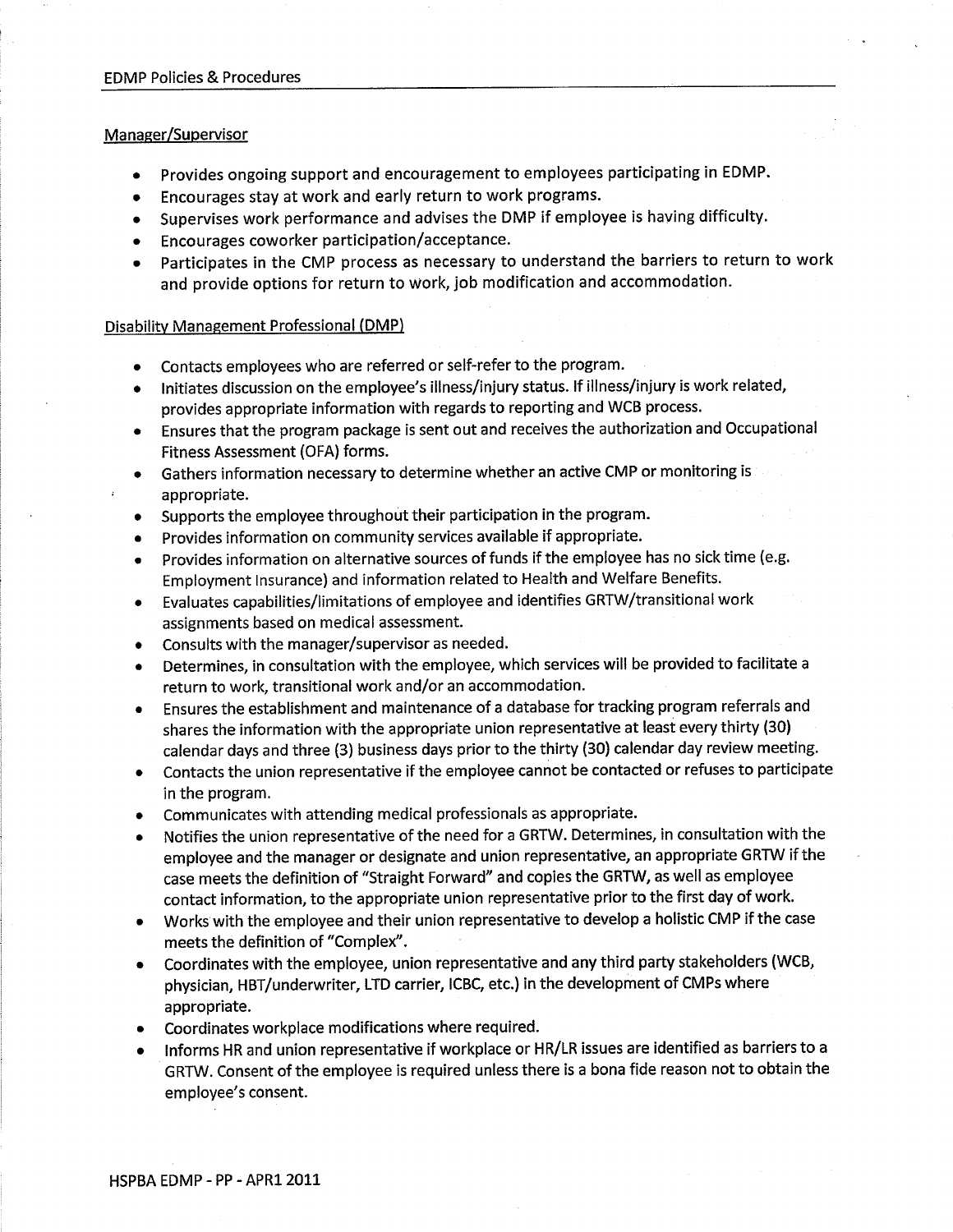### Manager/Supervisor

- Provides ongoing support and encouragement to employees participating in EDMP.
- Encourages stay at work and early return to work programs.
- Supervises work performance and advises the DMP if employee is having difficulty.
- Encourages coworker participation/acceptance.
- Participates in the CMP process as necessary to understand the barriers to return to work and provide options for return to work, job modification and accommodation.

### Disability Management Professional (DMP)

- Contacts employees who are referred or self-refer to the program.
- Initiates discussion on the employee's illness/injury status. If illness/injury is work related, provides appropriate information with regards to reporting and WCB process.
- Ensures that the program package is sent out and receives the authorization and Occupational Fitness Assessment (OFA) forms.
- Gathers information necessary to determine whether an active CMP or monitoring is appropriate.
- Supports the employee throughout their participation in the program.
- Provides information on community services available if appropriate.
- Provides information on alternative sources of funds if the employee has no sick time (e.g. Employment Insurance) and information related to Health and Welfare Benefits.
- Evaluates capabilities/limitations of employee and identifies GRTW/transitional work assignments based on medical assessment.
- Consults with the manager/supervisor as needed.
- Determines, in consultation with the employee, which services will be provided to facilitate a return to work, transitional work and/or an accommodation.
- Ensures the establishment and maintenance of a database for tracking program referrals and shares the information with the appropriate union representative at least every thirty (30) calendar days and three (3) business days prior to the thirty (30) calendar day review meeting.
- Contacts the union representative if the employee cannot be contacted or refuses to participate in the program.
- Communicates with attending medical professionals as appropriate.
- Notifies the union representative of the need for a GRTW. Determines, in consultation with the employee and the manager or designate and union representative, an appropriate GRTW if the case meets the definition of "Straight Forward" and copies the GRTW, as well as employee contact information, to the appropriate union representative prior to the first day of work.
- Works with the employee and their union representative to develop a holistic CMP if the case meets the definition of "Complex".
- Coordinates with the employee, union representative and any third party stakeholders (WCB, physician, HBT/underwriter, LTD carrier, ICBC, etc.) in the development of CMPs where appropriate.
- Coordinates workplace modifications where required.
- Informs HR and union representative if workplace or HR/LR issues are identified as barriers to a GRTW. Consent of the employee is required unless there is a bona fide reason not to obtain the employee's consent.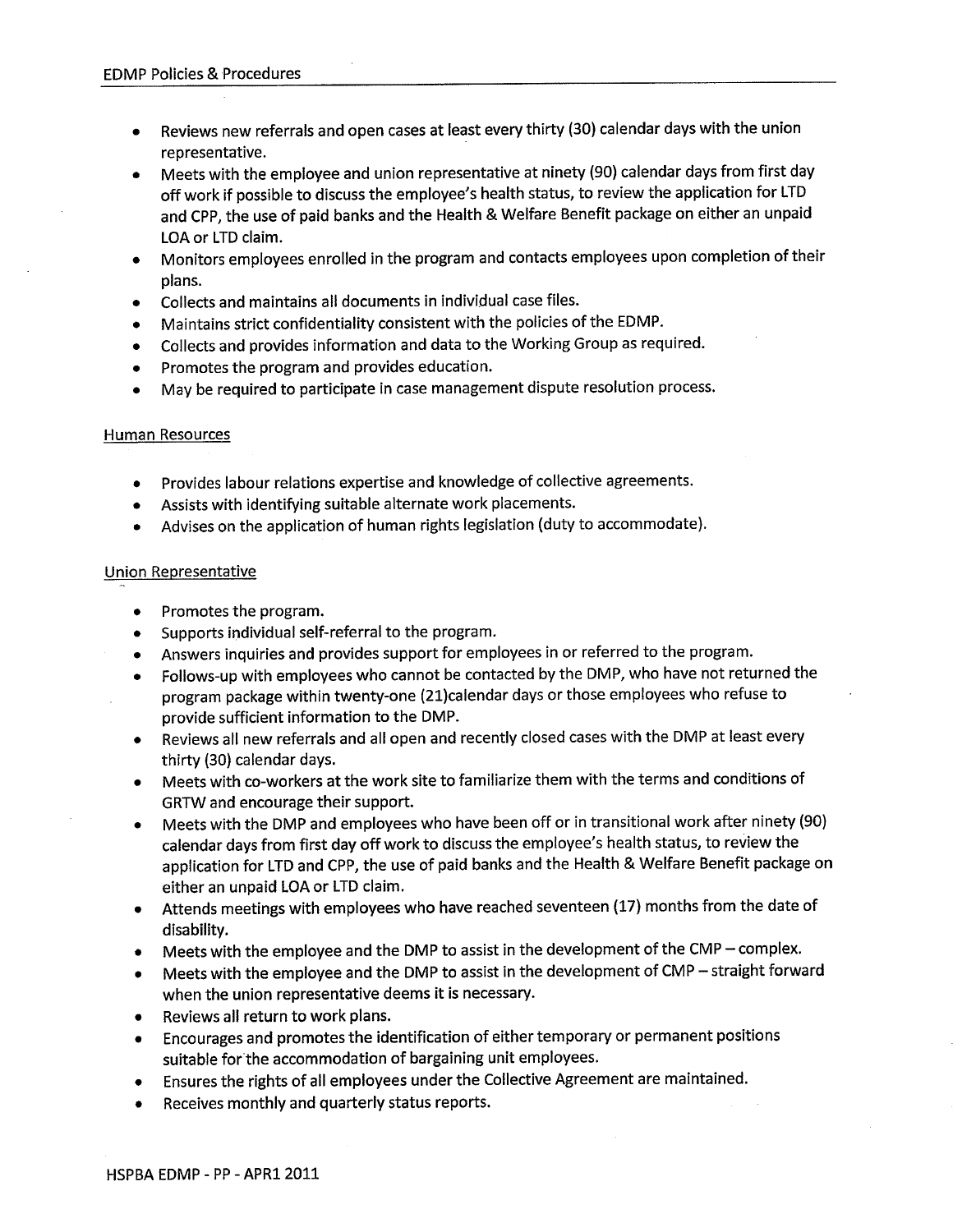- Reviews new referrals and open cases at least every thirty (30) calendar days with the union representative.
- Meets with the employee and union representative at ninety (90) calendar days from first day off work if possible to discuss the employee's health status, to review the application for LTD and CPP, the use of paid banks and the Health & Welfare Benefit package on either an unpaid LOA or LTD claim.
- Monitors employees enrolled in the program and contacts employees upon completion of their plans.
- Collects and maintains all documents in individual case files.
- Maintains strict confidentiality consistent with the policies of the EDMP.
- Collects and provides information and data to the Working Group as required.
- Promotes the program and provides education.
- May be required to participate in case management dispute resolution process.

Human Resources

- Provides labour relations expertise and knowledge of collective agreements.
- Assists with identifying suitable alternate work placements.
- Advises on the application of human rights legislation (duty to accommodate).

Union Representative

- Promotes the program.
- Supports individual self-referral to the program.
- Answers inquiries and provides support for employees in or referred to the program.
- Follows-up with employees who cannot be contacted by the DMP, who have not returned the program package within twenty-one (21)calendar days or those employees who refuse to provide sufficient information to the DMP.
- Reviews all new referrals and all open and recently closed cases with the DMP at least every thirty (30) calendar days.
- Meets with co-workers at the work site to familiarize them with the terms and conditions of GRTW and encourage their support.
- Meets with the DMP and employees who have been off or in transitional work after ninety (90) calendar days from first day off work to discuss the employee's health status, to review the application for LTD and CPP, the use of paid banks and the Health & Welfare Benefit package on either an unpaid LOA or LTD claim.
- Attends meetings with employees who have reached seventeen (17) months from the date of disability.
- Meets with the employee and the DMP to assist in the development of the CMP – complex.
- Meets with the employee and the DMP to assist in the development of CMP – straight forward when the union representative deems it is necessary.
- Reviews all return to work plans.
- Encourages and promotes the identification of either temporary or permanent positions suitable for the accommodation of bargaining unit employees.
- Ensures the rights of all employees under the Collective Agreement are maintained.
- Receives monthly and quarterly status reports.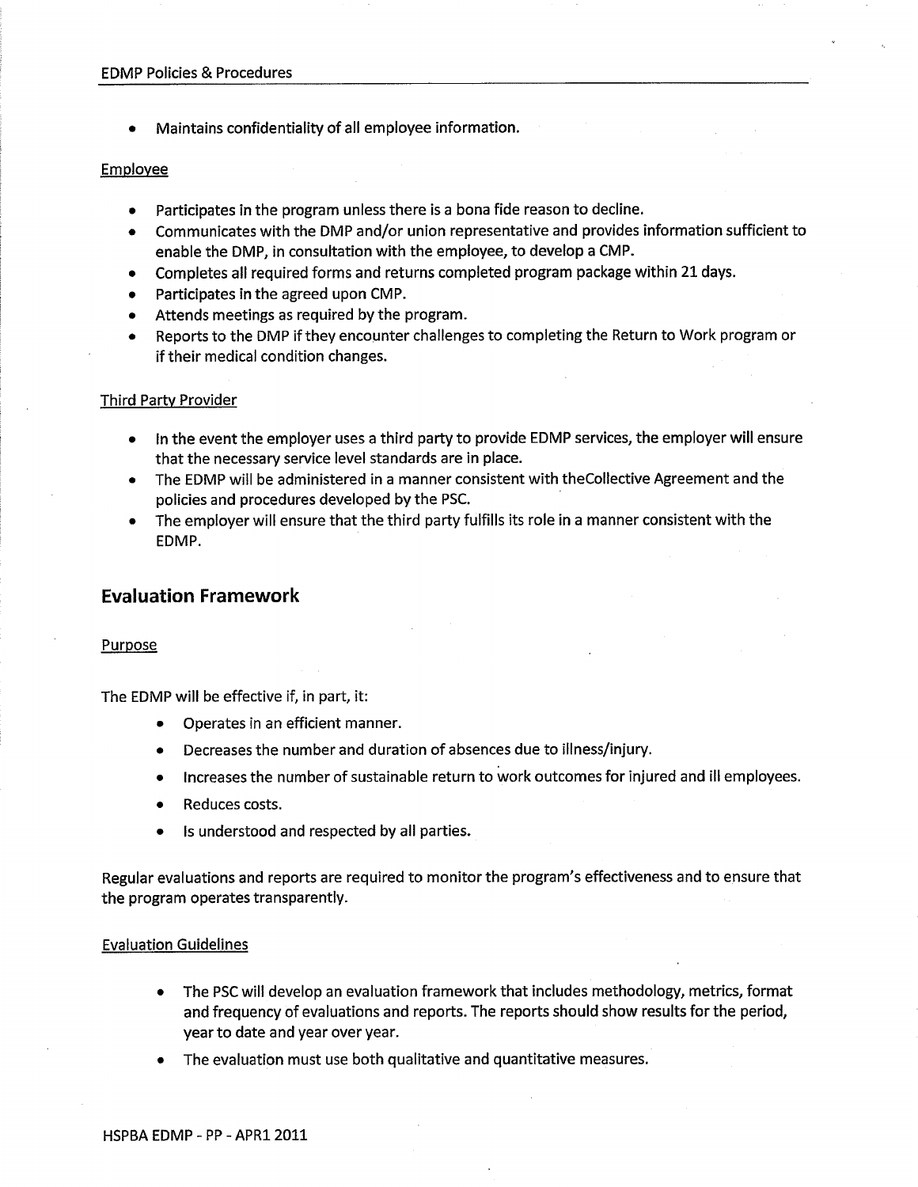- Maintains confidentiality of all employee information.

Employee

- Participates in the program unless there is a bona fide reason to decline.
- Communicates with the DMP and/or union representative and provides information sufficient to enable the DMP, in consultation with the employee, to develop a CMP.
- Completes all required forms and returns completed program package within 21 days.
- Participates in the agreed upon CMP.
- Attends meetings as required by the program.
- Reports to the DMP if they encounter challenges to completing the Return to Work program or if their medical condition changes.

Third Party Provider

- In the event the employer uses a third party to provide EDMP services, the employer will ensure that the necessary service level standards are in place.
- The EDMP will be administered in a manner consistent with theCollective Agreement and the policies and procedures developed by the PSC.
- The employer will ensure that the third party fulfills its role in a manner consistent with the EDMP.

## Evaluation Framework

Purpose

The EDMP will be effective if, in part, it:

- Operates in an efficient manner.
- Decreases the number and duration of absences due to illness/injury.
- Increases the number of sustainable return to work outcomes for injured and ill employees.
- Reduces costs.
- Is understood and respected by all parties.

Regular evaluations and reports are required to monitor the program's effectiveness and to ensure that the program operates transparently.

Evaluation Guidelines

- The PSC will develop an evaluation framework that includes methodology, metrics, format and frequency of evaluations and reports. The reports should show results for the period, year to date and year over year.
- The evaluation must use both qualitative and quantitative measures.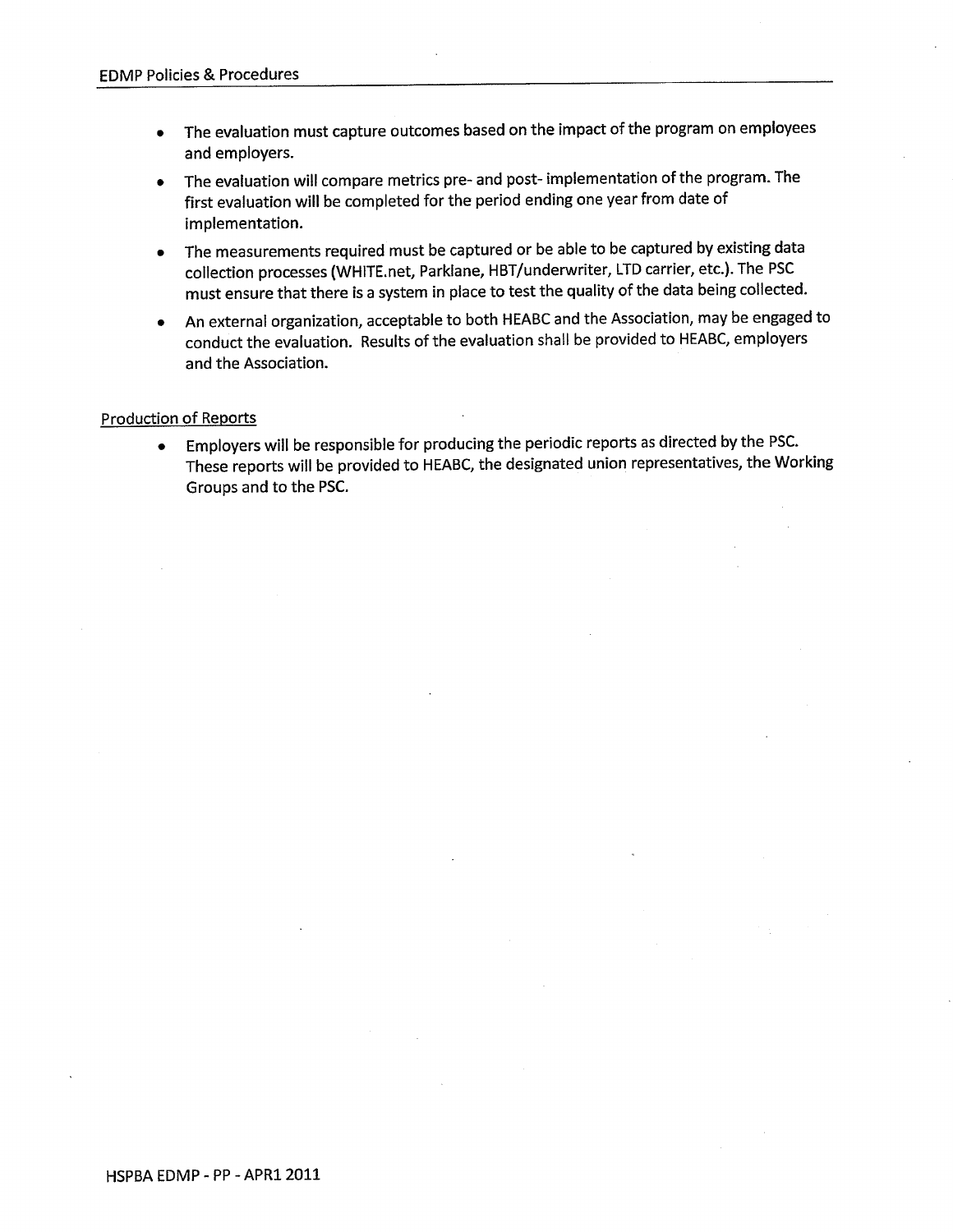- The evaluation must capture outcomes based on the impact of the program on employees and employers.
- The evaluation will compare metrics pre- and post- implementation of the program. The first evaluation will be completed for the period ending one year from date of implementation.
- The measurements required must be captured or be able to be captured by existing data collection processes (WHITE.net, Parklane, HBT/underwriter, LTD carrier, etc.). The PSC must ensure that there is a system in place to test the quality of the data being collected.
- An external organization, acceptable to both HEABC and the Association, may be engaged to conduct the evaluation. Results of the evaluation shall be provided to HEABC, employers and the Association.

<u>Production of Reports</u>

- Employers will be responsible for producing the periodic reports as directed by the PSC. These reports will be provided to HEABC, the designated union representatives, the Working Groups and to the PSC.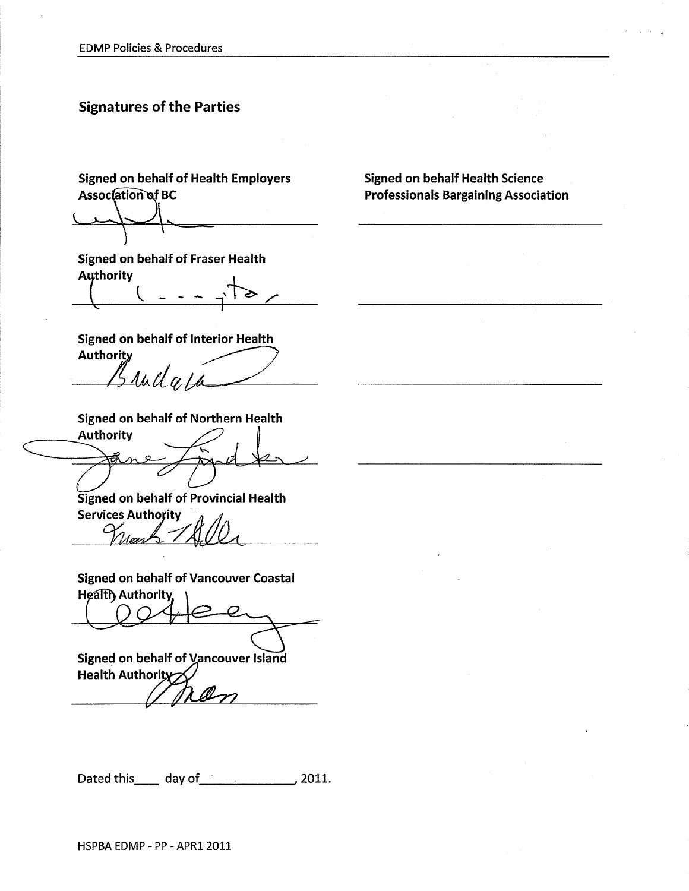## Signatures of the Parties

| | |
|---|---|
| **Signed on behalf of Health Employers Association of BC** | **Signed on behalf Health Science Professionals Bargaining Association** |
| \_\_\_\_\_\_\_\_\_\_\_\_\_\_\_\_\_\_\_\_ | \_\_\_\_\_\_\_\_\_\_\_\_\_\_\_\_\_\_\_\_ |
| **Signed on behalf of Fraser Health Authority** | |
| \_\_\_\_\_\_\_\_\_\_\_\_\_\_\_\_\_\_\_\_ | \_\_\_\_\_\_\_\_\_\_\_\_\_\_\_\_\_\_\_\_ |
| **Signed on behalf of Interior Health Authority** | |
| \_\_\_\_\_\_\_\_\_\_\_\_\_\_\_\_\_\_\_\_ | \_\_\_\_\_\_\_\_\_\_\_\_\_\_\_\_\_\_\_\_ |
| **Signed on behalf of Northern Health Authority** | |
| \_\_\_\_\_\_\_\_\_\_\_\_\_\_\_\_\_\_\_\_ | \_\_\_\_\_\_\_\_\_\_\_\_\_\_\_\_\_\_\_\_ |
| **Signed on behalf of Provincial Health Services Authority** | |
| \_\_\_\_\_\_\_\_\_\_\_\_\_\_\_\_\_\_\_\_ | |
| **Signed on behalf of Vancouver Coastal Health Authority** | |
| \_\_\_\_\_\_\_\_\_\_\_\_\_\_\_\_\_\_\_\_ | |
| **Signed on behalf of Vancouver Island Health Authority** | |
| \_\_\_\_\_\_\_\_\_\_\_\_\_\_\_\_\_\_\_\_ | |

Dated this\_\_\_\_ day of\_\_\_\_\_\_\_\_\_\_\_\_\_\_, 2011.

HSPBA EDMP - PP - APR1 2011